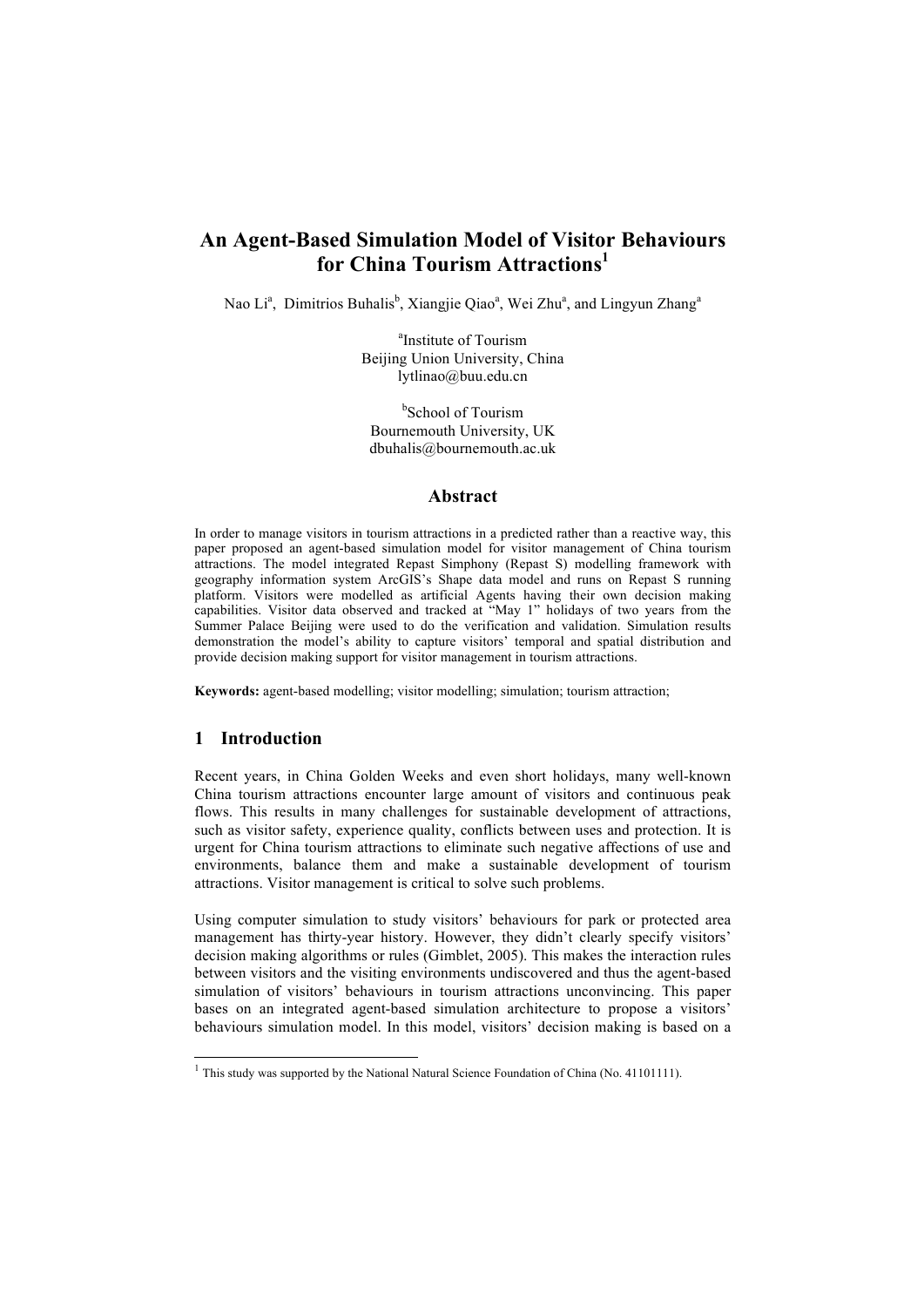# An Agent-Based Simulation Model of Visitor Behaviours for China Tourism Attractions[1]

Nao Li[a], Dimitrios Buhalis[b], Xiangjie Qiao[a], Wei Zhu[a], and Lingyun Zhang[a]

[a]Institute of Tourism
Beijing Union University, China
lytlinao@buu.edu.cn

[b]School of Tourism
Bournemouth University, UK
dbuhalis@bournemouth.ac.uk

## Abstract

In order to manage visitors in tourism attractions in a predicted rather than a reactive way, this paper proposed an agent-based simulation model for visitor management of China tourism attractions. The model integrated Repast Simphony (Repast S) modelling framework with geography information system ArcGIS's Shape data model and runs on Repast S running platform. Visitors were modelled as artificial Agents having their own decision making capabilities. Visitor data observed and tracked at "May 1" holidays of two years from the Summer Palace Beijing were used to do the verification and validation. Simulation results demonstration the model's ability to capture visitors' temporal and spatial distribution and provide decision making support for visitor management in tourism attractions.

**Keywords:** agent-based modelling; visitor modelling; simulation; tourism attraction;

## 1 Introduction

Recent years, in China Golden Weeks and even short holidays, many well-known China tourism attractions encounter large amount of visitors and continuous peak flows. This results in many challenges for sustainable development of attractions, such as visitor safety, experience quality, conflicts between uses and protection. It is urgent for China tourism attractions to eliminate such negative affections of use and environments, balance them and make a sustainable development of tourism attractions. Visitor management is critical to solve such problems.

Using computer simulation to study visitors' behaviours for park or protected area management has thirty-year history. However, they didn't clearly specify visitors' decision making algorithms or rules (Gimblet, 2005). This makes the interaction rules between visitors and the visiting environments undiscovered and thus the agent-based simulation of visitors' behaviours in tourism attractions unconvincing. This paper bases on an integrated agent-based simulation architecture to propose a visitors' behaviours simulation model. In this model, visitors' decision making is based on a

[1] This study was supported by the National Natural Science Foundation of China (No. 41101111).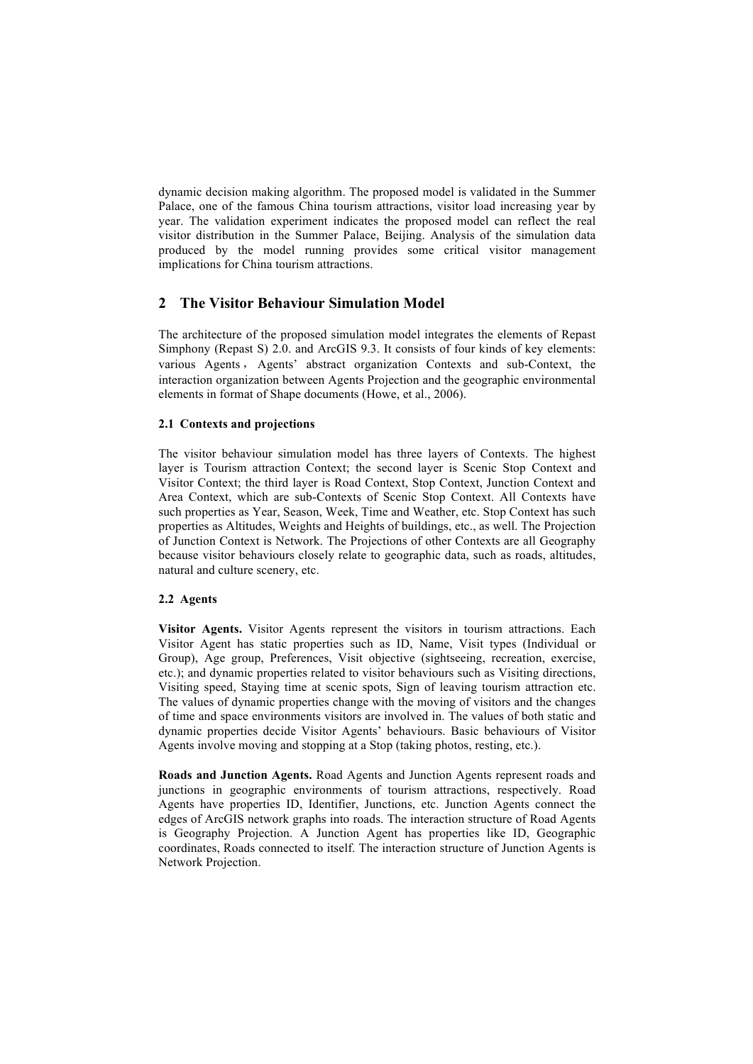dynamic decision making algorithm. The proposed model is validated in the Summer Palace, one of the famous China tourism attractions, visitor load increasing year by year. The validation experiment indicates the proposed model can reflect the real visitor distribution in the Summer Palace, Beijing. Analysis of the simulation data produced by the model running provides some critical visitor management implications for China tourism attractions.

## 2 The Visitor Behaviour Simulation Model

The architecture of the proposed simulation model integrates the elements of Repast Simphony (Repast S) 2.0. and ArcGIS 9.3. It consists of four kinds of key elements: various Agents， Agents' abstract organization Contexts and sub-Context, the interaction organization between Agents Projection and the geographic environmental elements in format of Shape documents (Howe, et al., 2006).

### 2.1 Contexts and projections

The visitor behaviour simulation model has three layers of Contexts. The highest layer is Tourism attraction Context; the second layer is Scenic Stop Context and Visitor Context; the third layer is Road Context, Stop Context, Junction Context and Area Context, which are sub-Contexts of Scenic Stop Context. All Contexts have such properties as Year, Season, Week, Time and Weather, etc. Stop Context has such properties as Altitudes, Weights and Heights of buildings, etc., as well. The Projection of Junction Context is Network. The Projections of other Contexts are all Geography because visitor behaviours closely relate to geographic data, such as roads, altitudes, natural and culture scenery, etc.

### 2.2 Agents

**Visitor Agents.** Visitor Agents represent the visitors in tourism attractions. Each Visitor Agent has static properties such as ID, Name, Visit types (Individual or Group), Age group, Preferences, Visit objective (sightseeing, recreation, exercise, etc.); and dynamic properties related to visitor behaviours such as Visiting directions, Visiting speed, Staying time at scenic spots, Sign of leaving tourism attraction etc. The values of dynamic properties change with the moving of visitors and the changes of time and space environments visitors are involved in. The values of both static and dynamic properties decide Visitor Agents' behaviours. Basic behaviours of Visitor Agents involve moving and stopping at a Stop (taking photos, resting, etc.).

**Roads and Junction Agents.** Road Agents and Junction Agents represent roads and junctions in geographic environments of tourism attractions, respectively. Road Agents have properties ID, Identifier, Junctions, etc. Junction Agents connect the edges of ArcGIS network graphs into roads. The interaction structure of Road Agents is Geography Projection. A Junction Agent has properties like ID, Geographic coordinates, Roads connected to itself. The interaction structure of Junction Agents is Network Projection.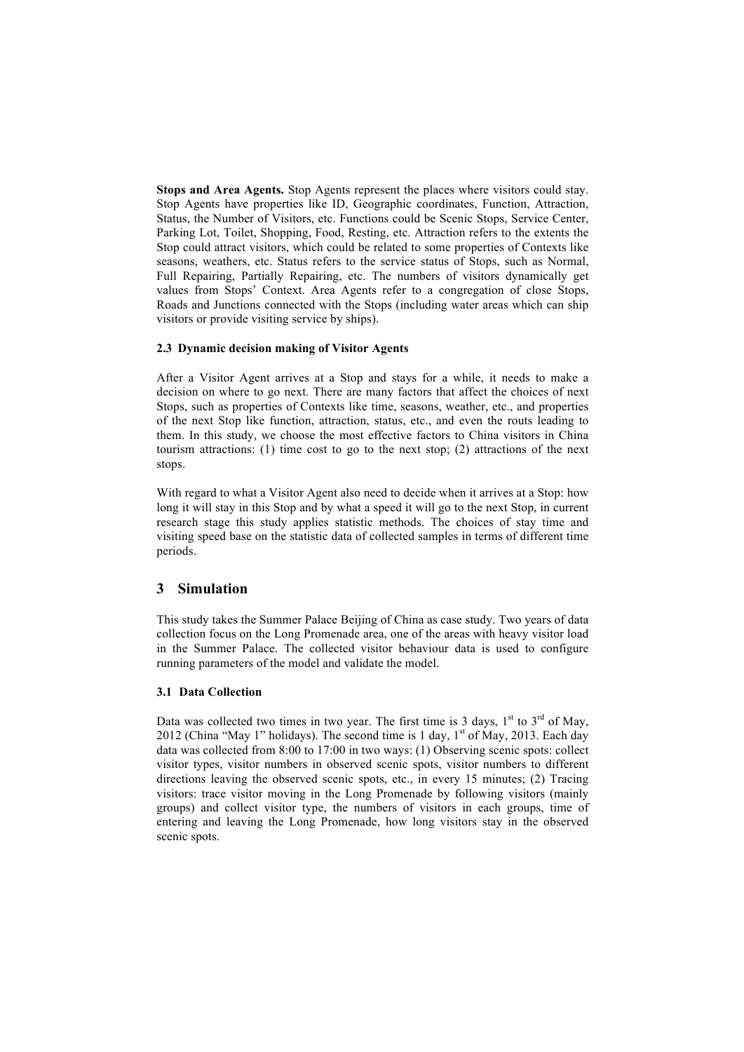**Stops and Area Agents.** Stop Agents represent the places where visitors could stay. Stop Agents have properties like ID, Geographic coordinates, Function, Attraction, Status, the Number of Visitors, etc. Functions could be Scenic Stops, Service Center, Parking Lot, Toilet, Shopping, Food, Resting, etc. Attraction refers to the extents the Stop could attract visitors, which could be related to some properties of Contexts like seasons, weathers, etc. Status refers to the service status of Stops, such as Normal, Full Repairing, Partially Repairing, etc. The numbers of visitors dynamically get values from Stops' Context. Area Agents refer to a congregation of close Stops, Roads and Junctions connected with the Stops (including water areas which can ship visitors or provide visiting service by ships).

### 2.3 Dynamic decision making of Visitor Agents

After a Visitor Agent arrives at a Stop and stays for a while, it needs to make a decision on where to go next. There are many factors that affect the choices of next Stops, such as properties of Contexts like time, seasons, weather, etc., and properties of the next Stop like function, attraction, status, etc., and even the routs leading to them. In this study, we choose the most effective factors to China visitors in China tourism attractions: (1) time cost to go to the next stop; (2) attractions of the next stops.

With regard to what a Visitor Agent also need to decide when it arrives at a Stop: how long it will stay in this Stop and by what a speed it will go to the next Stop, in current research stage this study applies statistic methods. The choices of stay time and visiting speed base on the statistic data of collected samples in terms of different time periods.

## 3 Simulation

This study takes the Summer Palace Beijing of China as case study. Two years of data collection focus on the Long Promenade area, one of the areas with heavy visitor load in the Summer Palace. The collected visitor behaviour data is used to configure running parameters of the model and validate the model.

### 3.1 Data Collection

Data was collected two times in two year. The first time is 3 days, 1st to 3rd of May, 2012 (China "May 1" holidays). The second time is 1 day, 1st of May, 2013. Each day data was collected from 8:00 to 17:00 in two ways: (1) Observing scenic spots: collect visitor types, visitor numbers in observed scenic spots, visitor numbers to different directions leaving the observed scenic spots, etc., in every 15 minutes; (2) Tracing visitors: trace visitor moving in the Long Promenade by following visitors (mainly groups) and collect visitor type, the numbers of visitors in each groups, time of entering and leaving the Long Promenade, how long visitors stay in the observed scenic spots.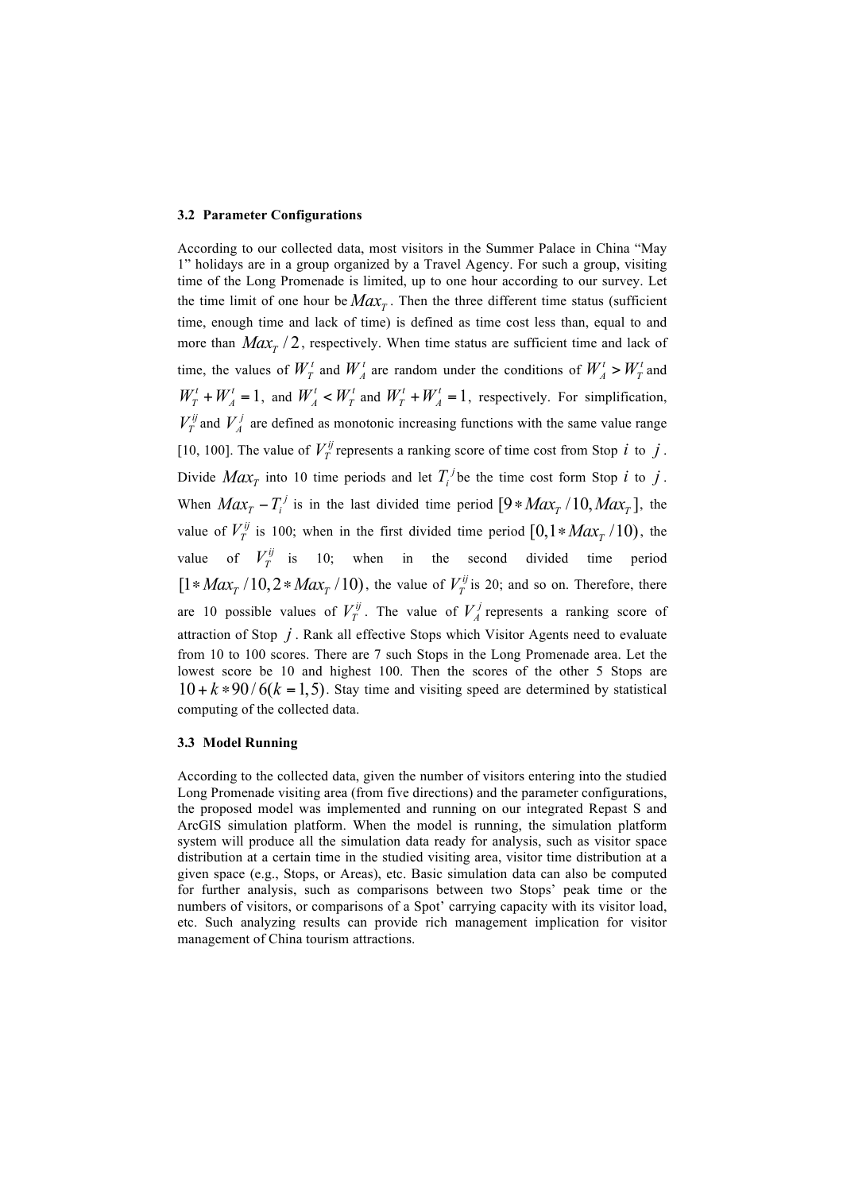### 3.2 Parameter Configurations

According to our collected data, most visitors in the Summer Palace in China "May 1" holidays are in a group organized by a Travel Agency. For such a group, visiting time of the Long Promenade is limited, up to one hour according to our survey. Let the time limit of one hour be $Max_T$. Then the three different time status (sufficient time, enough time and lack of time) is defined as time cost less than, equal to and more than $Max_T / 2$, respectively. When time status are sufficient time and lack of time, the values of $W_T^t$ and $W_A^t$ are random under the conditions of $W_A^t > W_T^t$ and $W_T^t + W_A^t = 1$, and $W_A^t < W_T^t$ and $W_T^t + W_A^t = 1$, respectively. For simplification, $V_T^{ij}$ and $V_A^j$ are defined as monotonic increasing functions with the same value range [10, 100]. The value of $V_T^{ij}$ represents a ranking score of time cost from Stop $i$ to $j$. Divide $Max_T$ into 10 time periods and let $T_i^j$ be the time cost form Stop $i$ to $j$. When $Max_T - T_i^j$ is in the last divided time period $[9 * Max_T / 10, Max_T]$, the value of $V_T^{ij}$ is 100; when in the first divided time period $[0, 1 * Max_T / 10)$, the value of $V_T^{ij}$ is 10; when in the second divided time period $[1 * Max_T / 10, 2 * Max_T / 10)$, the value of $V_T^{ij}$ is 20; and so on. Therefore, there are 10 possible values of $V_T^{ij}$. The value of $V_A^j$ represents a ranking score of attraction of Stop $j$. Rank all effective Stops which Visitor Agents need to evaluate from 10 to 100 scores. There are 7 such Stops in the Long Promenade area. Let the lowest score be 10 and highest 100. Then the scores of the other 5 Stops are $10 + k * 90 / 6 (k = 1, 5)$. Stay time and visiting speed are determined by statistical computing of the collected data.

### 3.3 Model Running

According to the collected data, given the number of visitors entering into the studied Long Promenade visiting area (from five directions) and the parameter configurations, the proposed model was implemented and running on our integrated Repast S and ArcGIS simulation platform. When the model is running, the simulation platform system will produce all the simulation data ready for analysis, such as visitor space distribution at a certain time in the studied visiting area, visitor time distribution at a given space (e.g., Stops, or Areas), etc. Basic simulation data can also be computed for further analysis, such as comparisons between two Stops' peak time or the numbers of visitors, or comparisons of a Spot' carrying capacity with its visitor load, etc. Such analyzing results can provide rich management implication for visitor management of China tourism attractions.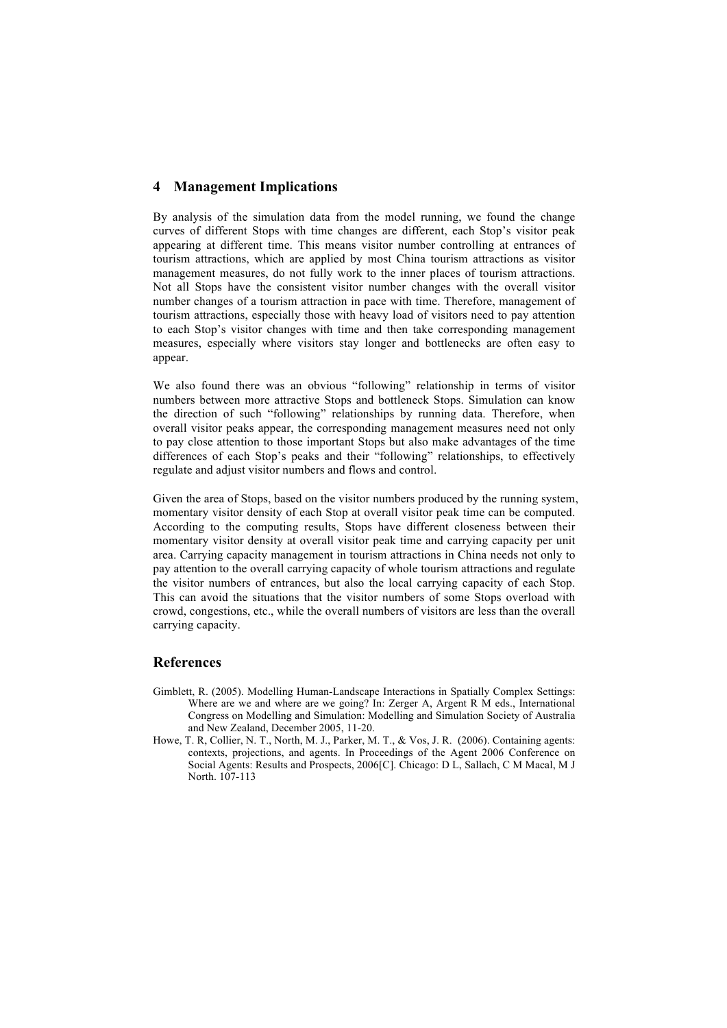## 4 Management Implications

By analysis of the simulation data from the model running, we found the change curves of different Stops with time changes are different, each Stop's visitor peak appearing at different time. This means visitor number controlling at entrances of tourism attractions, which are applied by most China tourism attractions as visitor management measures, do not fully work to the inner places of tourism attractions. Not all Stops have the consistent visitor number changes with the overall visitor number changes of a tourism attraction in pace with time. Therefore, management of tourism attractions, especially those with heavy load of visitors need to pay attention to each Stop's visitor changes with time and then take corresponding management measures, especially where visitors stay longer and bottlenecks are often easy to appear.

We also found there was an obvious "following" relationship in terms of visitor numbers between more attractive Stops and bottleneck Stops. Simulation can know the direction of such "following" relationships by running data. Therefore, when overall visitor peaks appear, the corresponding management measures need not only to pay close attention to those important Stops but also make advantages of the time differences of each Stop's peaks and their "following" relationships, to effectively regulate and adjust visitor numbers and flows and control.

Given the area of Stops, based on the visitor numbers produced by the running system, momentary visitor density of each Stop at overall visitor peak time can be computed. According to the computing results, Stops have different closeness between their momentary visitor density at overall visitor peak time and carrying capacity per unit area. Carrying capacity management in tourism attractions in China needs not only to pay attention to the overall carrying capacity of whole tourism attractions and regulate the visitor numbers of entrances, but also the local carrying capacity of each Stop. This can avoid the situations that the visitor numbers of some Stops overload with crowd, congestions, etc., while the overall numbers of visitors are less than the overall carrying capacity.

## References

Gimblett, R. (2005). Modelling Human-Landscape Interactions in Spatially Complex Settings: Where are we and where are we going? In: Zerger A, Argent R M eds., International Congress on Modelling and Simulation: Modelling and Simulation Society of Australia and New Zealand, December 2005, 11-20.

Howe, T. R, Collier, N. T., North, M. J., Parker, M. T., & Vos, J. R. (2006). Containing agents: contexts, projections, and agents. In Proceedings of the Agent 2006 Conference on Social Agents: Results and Prospects, 2006[C]. Chicago: D L, Sallach, C M Macal, M J North. 107-113